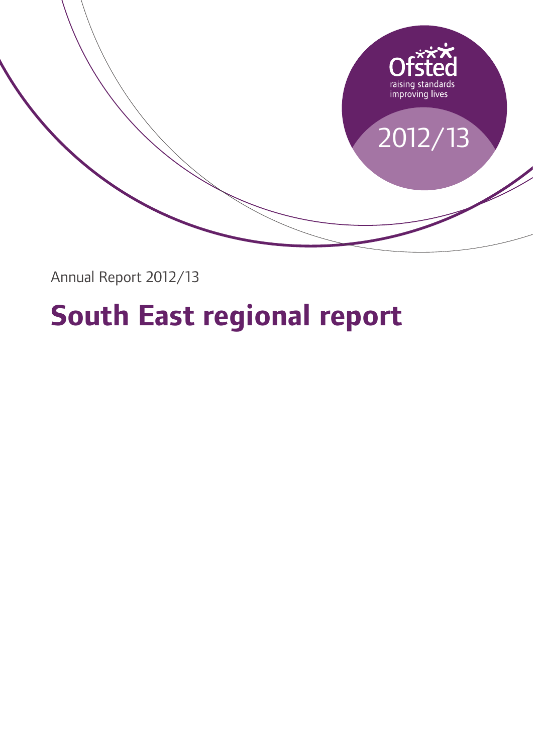Ofsted
raising standards
improving lives

2012/13

Annual Report 2012/13

# South East regional report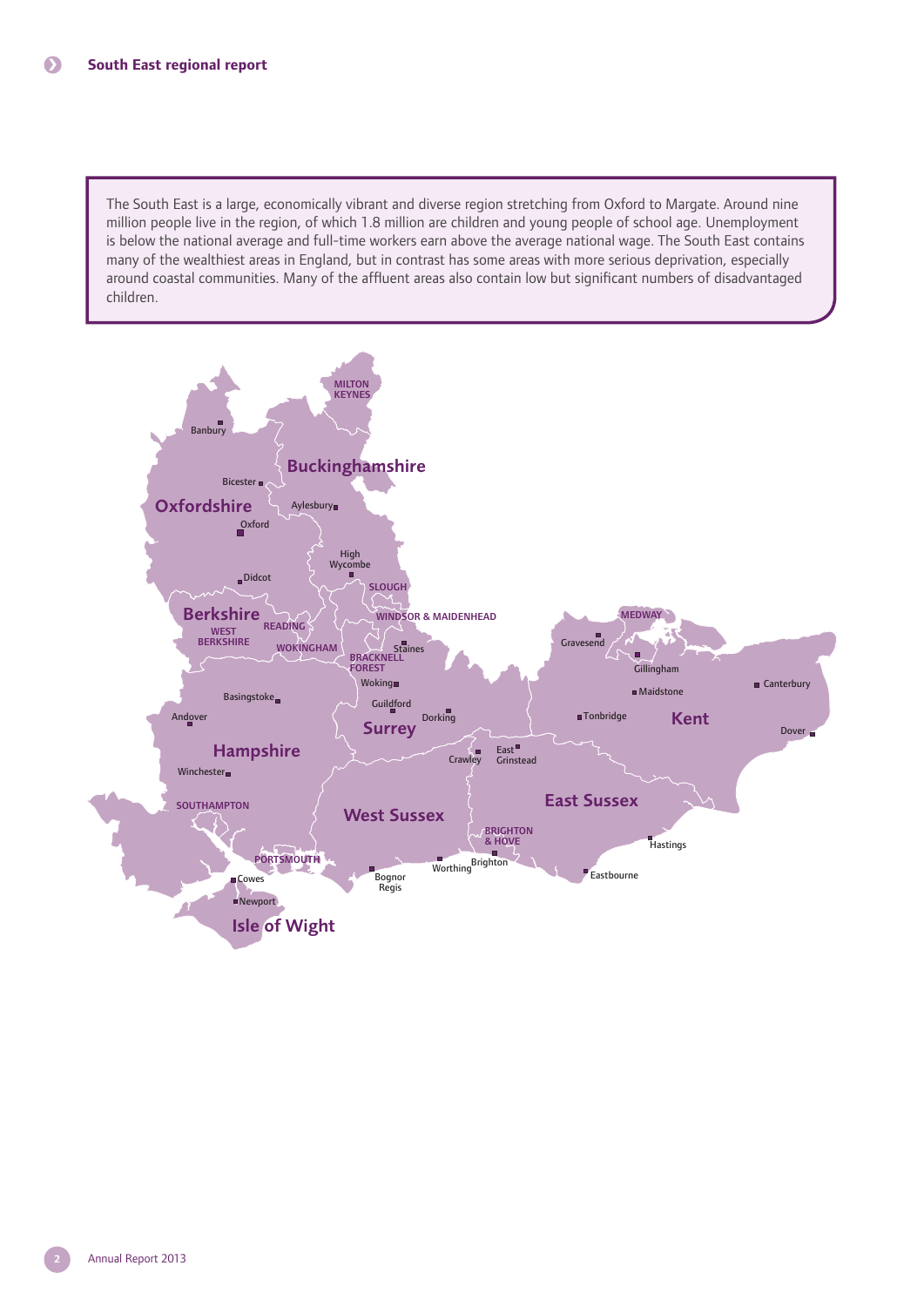The South East is a large, economically vibrant and diverse region stretching from Oxford to Margate. Around nine million people live in the region, of which 1.8 million are children and young people of school age. Unemployment is below the national average and full-time workers earn above the average national wage. The South East contains many of the wealthiest areas in England, but in contrast has some areas with more serious deprivation, especially around coastal communities. Many of the affluent areas also contain low but significant numbers of disadvantaged children.

Buckinghamshire
Oxfordshire
Berkshire
Hampshire
Surrey
West Sussex
East Sussex
Kent
Isle of Wight
MILTON KEYNES
SLOUGH
WINDSOR & MAIDENHEAD
READING
WEST BERKSHIRE
WOKINGHAM
BRACKNELL FOREST
MEDWAY
SOUTHAMPTON
PORTSMOUTH
BRIGHTON & HOVE
Banbury
Bicester
Aylesbury
Oxford
High Wycombe
Didcot
Staines
Woking
Guildford
Dorking
Basingstoke
Andover
Winchester
Gravesend
Gillingham
Maidstone
Canterbury
Tonbridge
Dover
Crawley
East Grinstead
Hastings
Eastbourne
Brighton
Worthing
Bognor Regis
Cowes
Newport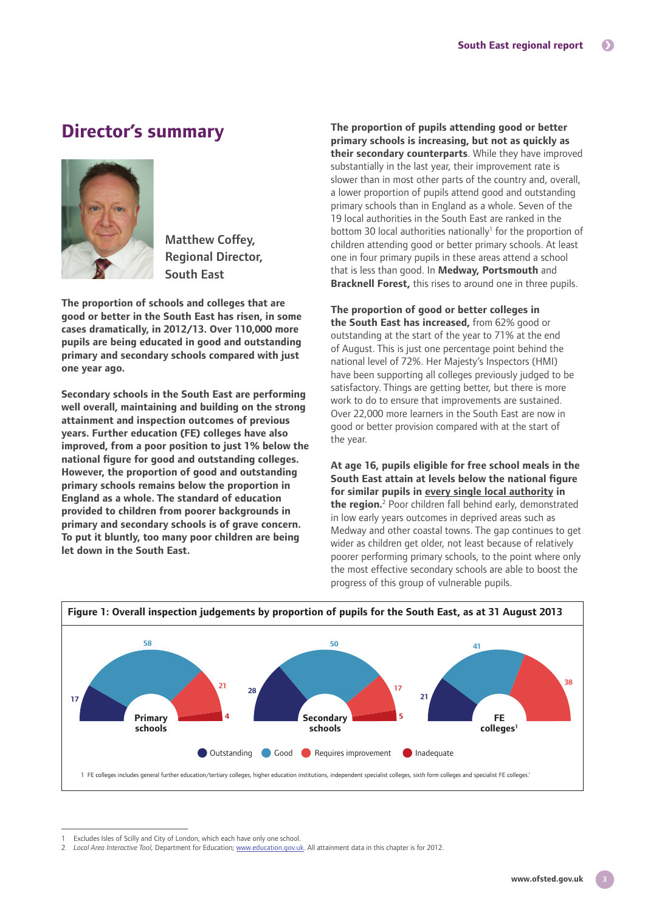## Director's summary

Matthew Coffey,
Regional Director,
South East

**The proportion of schools and colleges that are good or better in the South East has risen, in some cases dramatically, in 2012/13. Over 110,000 more pupils are being educated in good and outstanding primary and secondary schools compared with just one year ago.**

**Secondary schools in the South East are performing well overall, maintaining and building on the strong attainment and inspection outcomes of previous years. Further education (FE) colleges have also improved, from a poor position to just 1% below the national figure for good and outstanding colleges. However, the proportion of good and outstanding primary schools remains below the proportion in England as a whole. The standard of education provided to children from poorer backgrounds in primary and secondary schools is of grave concern. To put it bluntly, too many poor children are being let down in the South East.**

**The proportion of pupils attending good or better primary schools is increasing, but not as quickly as their secondary counterparts**. While they have improved substantially in the last year, their improvement rate is slower than in most other parts of the country and, overall, a lower proportion of pupils attend good and outstanding primary schools than in England as a whole. Seven of the 19 local authorities in the South East are ranked in the bottom 30 local authorities nationally[1] for the proportion of children attending good or better primary schools. At least one in four primary pupils in these areas attend a school that is less than good. In **Medway, Portsmouth** and **Bracknell Forest,** this rises to around one in three pupils.

**The proportion of good or better colleges in the South East has increased,** from 62% good or outstanding at the start of the year to 71% at the end of August. This is just one percentage point behind the national level of 72%. Her Majesty's Inspectors (HMI) have been supporting all colleges previously judged to be satisfactory. Things are getting better, but there is more work to do to ensure that improvements are sustained. Over 22,000 more learners in the South East are now in good or better provision compared with at the start of the year.

**At age 16, pupils eligible for free school meals in the South East attain at levels below the national figure for similar pupils in every single local authority in the region.**[2] Poor children fall behind early, demonstrated in low early years outcomes in deprived areas such as Medway and other coastal towns. The gap continues to get wider as children get older, not least because of relatively poorer performing primary schools, to the point where only the most effective secondary schools are able to boost the progress of this group of vulnerable pupils.

**Figure 1: Overall inspection judgements by proportion of pupils for the South East, as at 31 August 2013**

| | Outstanding | Good | Requires improvement | Inadequate |
|---|---|---|---|---|
| Primary schools | 17 | 58 | 21 | 4 |
| Secondary schools | 28 | 50 | 17 | 5 |
| FE colleges[1] | 21 | 41 | 38 | |

1 FE colleges includes general further education/tertiary colleges, higher education institutions, independent specialist colleges, sixth form colleges and specialist FE colleges.'

1 Excludes Isles of Scilly and City of London, which each have only one school.
2 *Local Area Interactive Tool*, Department for Education; www.education.gov.uk. All attainment data in this chapter is for 2012.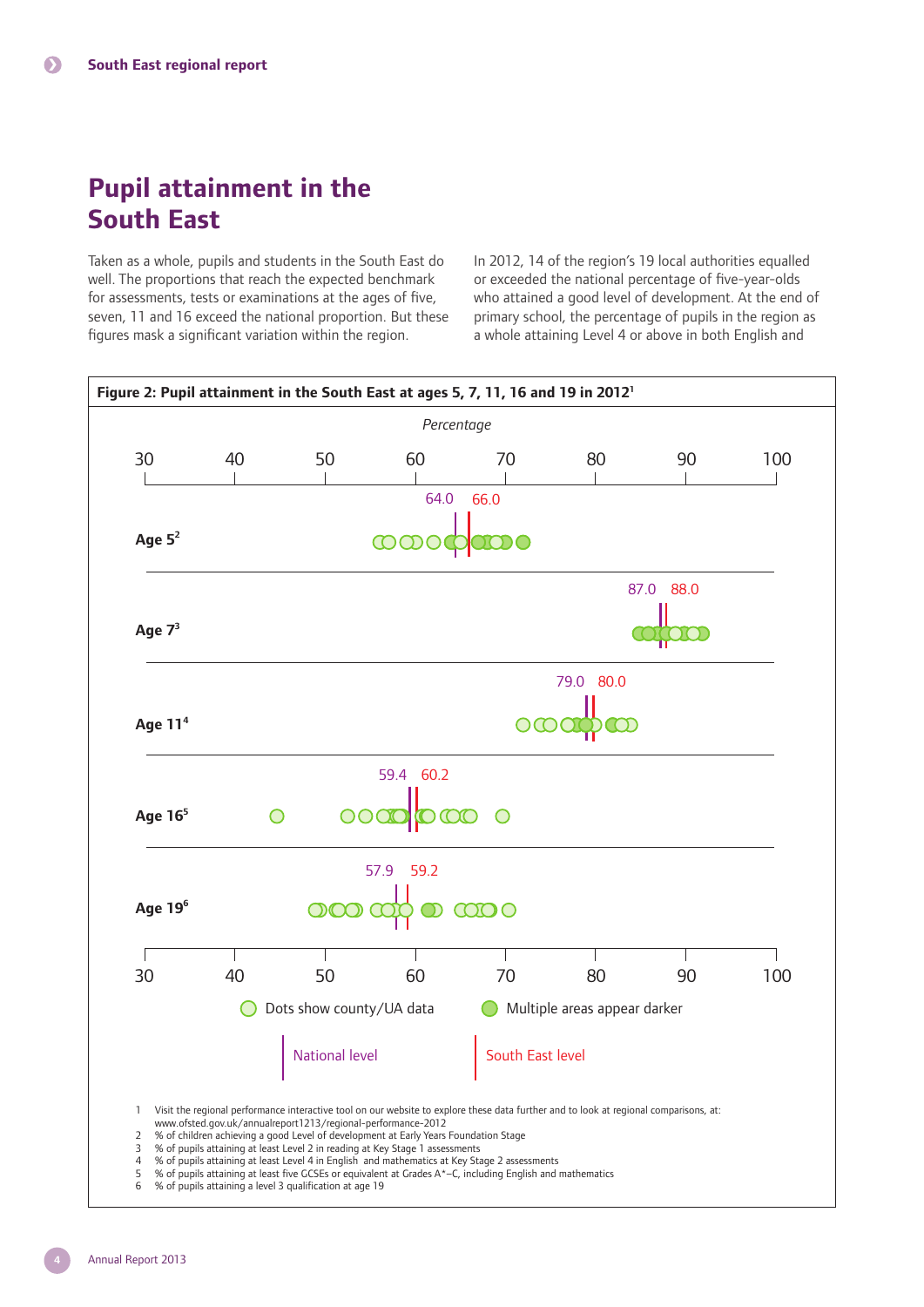# Pupil attainment in the South East

Taken as a whole, pupils and students in the South East do well. The proportions that reach the expected benchmark for assessments, tests or examinations at the ages of five, seven, 11 and 16 exceed the national proportion. But these figures mask a significant variation within the region.

In 2012, 14 of the region's 19 local authorities equalled or exceeded the national percentage of five-year-olds who attained a good level of development. At the end of primary school, the percentage of pupils in the region as a whole attaining Level 4 or above in both English and

**Figure 2: Pupil attainment in the South East at ages 5, 7, 11, 16 and 19 in 2012**[1]

| Age | National level (%) | South East level (%) |
|---|---|---|
| Age 5[2] | 64.0 | 66.0 |
| Age 7[3] | 87.0 | 88.0 |
| Age 11[4] | 79.0 | 80.0 |
| Age 16[5] | 59.4 | 60.2 |
| Age 19[6] | 57.9 | 59.2 |

Percentage (axis 30–100). Dots show county/UA data. Multiple areas appear darker. National level. South East level.

1 Visit the regional performance interactive tool on our website to explore these data further and to look at regional comparisons, at: www.ofsted.gov.uk/annualreport1213/regional-performance-2012
2 % of children achieving a good Level of development at Early Years Foundation Stage
3 % of pupils attaining at least Level 2 in reading at Key Stage 1 assessments
4 % of pupils attaining at least Level 4 in English and mathematics at Key Stage 2 assessments
5 % of pupils attaining at least five GCSEs or equivalent at Grades A*–C, including English and mathematics
6 % of pupils attaining a level 3 qualification at age 19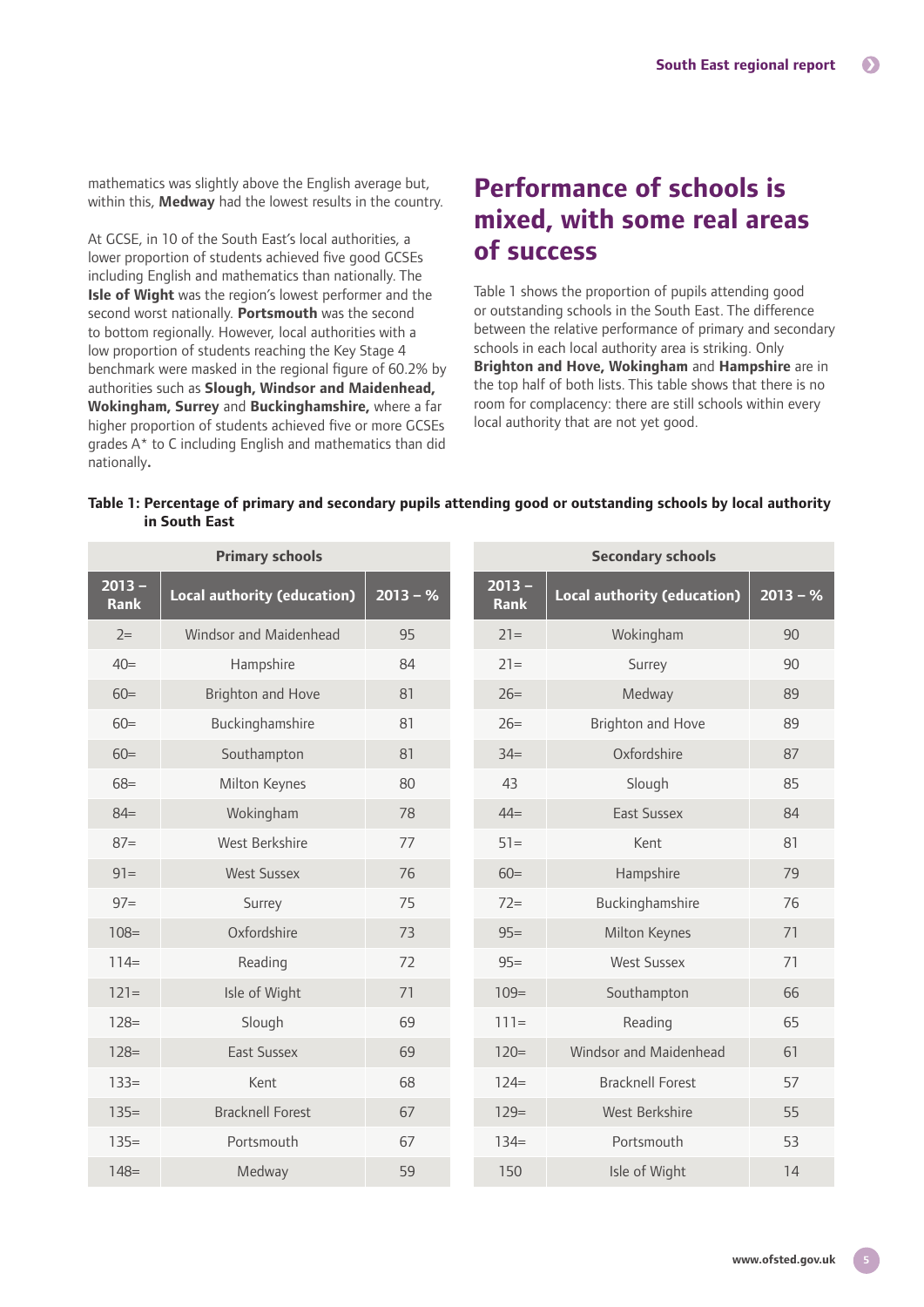mathematics was slightly above the English average but, within this, **Medway** had the lowest results in the country.

At GCSE, in 10 of the South East's local authorities, a lower proportion of students achieved five good GCSEs including English and mathematics than nationally. The **Isle of Wight** was the region's lowest performer and the second worst nationally. **Portsmouth** was the second to bottom regionally. However, local authorities with a low proportion of students reaching the Key Stage 4 benchmark were masked in the regional figure of 60.2% by authorities such as **Slough, Windsor and Maidenhead, Wokingham, Surrey** and **Buckinghamshire,** where a far higher proportion of students achieved five or more GCSEs grades A* to C including English and mathematics than did nationally**.**

## Performance of schools is mixed, with some real areas of success

Table 1 shows the proportion of pupils attending good or outstanding schools in the South East. The difference between the relative performance of primary and secondary schools in each local authority area is striking. Only **Brighton and Hove, Wokingham** and **Hampshire** are in the top half of both lists. This table shows that there is no room for complacency: there are still schools within every local authority that are not yet good.

**Table 1: Percentage of primary and secondary pupils attending good or outstanding schools by local authority in South East**

| Primary schools | | | Secondary schools | | |
|---|---|---|---|---|---|
| **2013 – Rank** | **Local authority (education)** | **2013 – %** | **2013 – Rank** | **Local authority (education)** | **2013 – %** |
| 2= | Windsor and Maidenhead | 95 | 21= | Wokingham | 90 |
| 40= | Hampshire | 84 | 21= | Surrey | 90 |
| 60= | Brighton and Hove | 81 | 26= | Medway | 89 |
| 60= | Buckinghamshire | 81 | 26= | Brighton and Hove | 89 |
| 60= | Southampton | 81 | 34= | Oxfordshire | 87 |
| 68= | Milton Keynes | 80 | 43 | Slough | 85 |
| 84= | Wokingham | 78 | 44= | East Sussex | 84 |
| 87= | West Berkshire | 77 | 51= | Kent | 81 |
| 91= | West Sussex | 76 | 60= | Hampshire | 79 |
| 97= | Surrey | 75 | 72= | Buckinghamshire | 76 |
| 108= | Oxfordshire | 73 | 95= | Milton Keynes | 71 |
| 114= | Reading | 72 | 95= | West Sussex | 71 |
| 121= | Isle of Wight | 71 | 109= | Southampton | 66 |
| 128= | Slough | 69 | 111= | Reading | 65 |
| 128= | East Sussex | 69 | 120= | Windsor and Maidenhead | 61 |
| 133= | Kent | 68 | 124= | Bracknell Forest | 57 |
| 135= | Bracknell Forest | 67 | 129= | West Berkshire | 55 |
| 135= | Portsmouth | 67 | 134= | Portsmouth | 53 |
| 148= | Medway | 59 | 150 | Isle of Wight | 14 |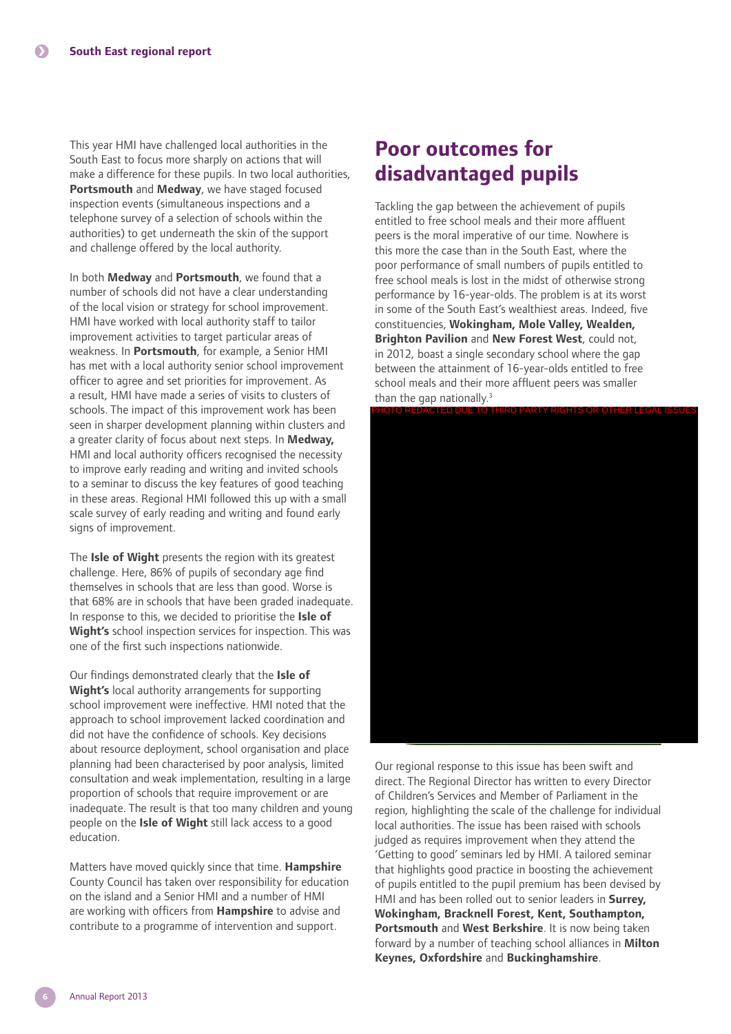This year HMI have challenged local authorities in the South East to focus more sharply on actions that will make a difference for these pupils. In two local authorities, **Portsmouth** and **Medway**, we have staged focused inspection events (simultaneous inspections and a telephone survey of a selection of schools within the authorities) to get underneath the skin of the support and challenge offered by the local authority.

In both **Medway** and **Portsmouth**, we found that a number of schools did not have a clear understanding of the local vision or strategy for school improvement. HMI have worked with local authority staff to tailor improvement activities to target particular areas of weakness. In **Portsmouth**, for example, a Senior HMI has met with a local authority senior school improvement officer to agree and set priorities for improvement. As a result, HMI have made a series of visits to clusters of schools. The impact of this improvement work has been seen in sharper development planning within clusters and a greater clarity of focus about next steps. In **Medway,** HMI and local authority officers recognised the necessity to improve early reading and writing and invited schools to a seminar to discuss the key features of good teaching in these areas. Regional HMI followed this up with a small scale survey of early reading and writing and found early signs of improvement.

The **Isle of Wight** presents the region with its greatest challenge. Here, 86% of pupils of secondary age find themselves in schools that are less than good. Worse is that 68% are in schools that have been graded inadequate. In response to this, we decided to prioritise the **Isle of Wight's** school inspection services for inspection. This was one of the first such inspections nationwide.

Our findings demonstrated clearly that the **Isle of Wight's** local authority arrangements for supporting school improvement were ineffective. HMI noted that the approach to school improvement lacked coordination and did not have the confidence of schools. Key decisions about resource deployment, school organisation and place planning had been characterised by poor analysis, limited consultation and weak implementation, resulting in a large proportion of schools that require improvement or are inadequate. The result is that too many children and young people on the **Isle of Wight** still lack access to a good education.

Matters have moved quickly since that time. **Hampshire** County Council has taken over responsibility for education on the island and a Senior HMI and a number of HMI are working with officers from **Hampshire** to advise and contribute to a programme of intervention and support.

## Poor outcomes for disadvantaged pupils

Tackling the gap between the achievement of pupils entitled to free school meals and their more affluent peers is the moral imperative of our time. Nowhere is this more the case than in the South East, where the poor performance of small numbers of pupils entitled to free school meals is lost in the midst of otherwise strong performance by 16-year-olds. The problem is at its worst in some of the South East's wealthiest areas. Indeed, five constituencies, **Wokingham, Mole Valley, Wealden, Brighton Pavilion** and **New Forest West**, could not, in 2012, boast a single secondary school where the gap between the attainment of 16-year-olds entitled to free school meals and their more affluent peers was smaller than the gap nationally.[3]

PHOTO REDACTED DUE TO THIRD PARTY RIGHTS OR OTHER LEGAL ISSUES

Our regional response to this issue has been swift and direct. The Regional Director has written to every Director of Children's Services and Member of Parliament in the region, highlighting the scale of the challenge for individual local authorities. The issue has been raised with schools judged as requires improvement when they attend the 'Getting to good' seminars led by HMI. A tailored seminar that highlights good practice in boosting the achievement of pupils entitled to the pupil premium has been devised by HMI and has been rolled out to senior leaders in **Surrey, Wokingham, Bracknell Forest, Kent, Southampton, Portsmouth** and **West Berkshire**. It is now being taken forward by a number of teaching school alliances in **Milton Keynes, Oxfordshire** and **Buckinghamshire**.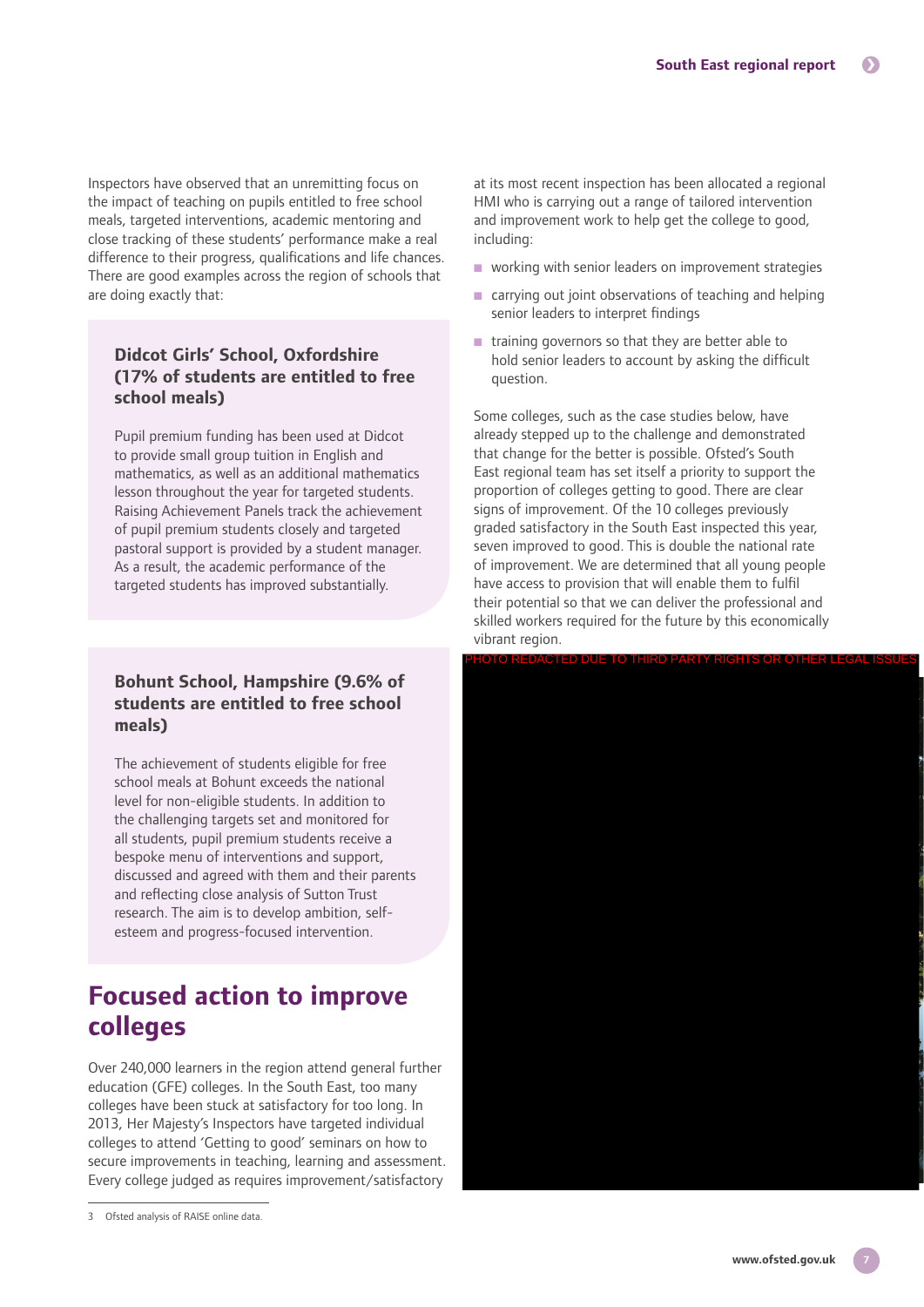Inspectors have observed that an unremitting focus on the impact of teaching on pupils entitled to free school meals, targeted interventions, academic mentoring and close tracking of these students' performance make a real difference to their progress, qualifications and life chances. There are good examples across the region of schools that are doing exactly that:

### Didcot Girls' School, Oxfordshire (17% of students are entitled to free school meals)

Pupil premium funding has been used at Didcot to provide small group tuition in English and mathematics, as well as an additional mathematics lesson throughout the year for targeted students. Raising Achievement Panels track the achievement of pupil premium students closely and targeted pastoral support is provided by a student manager. As a result, the academic performance of the targeted students has improved substantially.

### Bohunt School, Hampshire (9.6% of students are entitled to free school meals)

The achievement of students eligible for free school meals at Bohunt exceeds the national level for non-eligible students. In addition to the challenging targets set and monitored for all students, pupil premium students receive a bespoke menu of interventions and support, discussed and agreed with them and their parents and reflecting close analysis of Sutton Trust research. The aim is to develop ambition, self-esteem and progress-focused intervention.

## Focused action to improve colleges

Over 240,000 learners in the region attend general further education (GFE) colleges. In the South East, too many colleges have been stuck at satisfactory for too long. In 2013, Her Majesty's Inspectors have targeted individual colleges to attend 'Getting to good' seminars on how to secure improvements in teaching, learning and assessment. Every college judged as requires improvement/satisfactory at its most recent inspection has been allocated a regional HMI who is carrying out a range of tailored intervention and improvement work to help get the college to good, including:

- working with senior leaders on improvement strategies
- carrying out joint observations of teaching and helping senior leaders to interpret findings
- training governors so that they are better able to hold senior leaders to account by asking the difficult question.

Some colleges, such as the case studies below, have already stepped up to the challenge and demonstrated that change for the better is possible. Ofsted's South East regional team has set itself a priority to support the proportion of colleges getting to good. There are clear signs of improvement. Of the 10 colleges previously graded satisfactory in the South East inspected this year, seven improved to good. This is double the national rate of improvement. We are determined that all young people have access to provision that will enable them to fulfil their potential so that we can deliver the professional and skilled workers required for the future by this economically vibrant region.

PHOTO REDACTED DUE TO THIRD PARTY RIGHTS OR OTHER LEGAL ISSUES

3 Ofsted analysis of RAISE online data.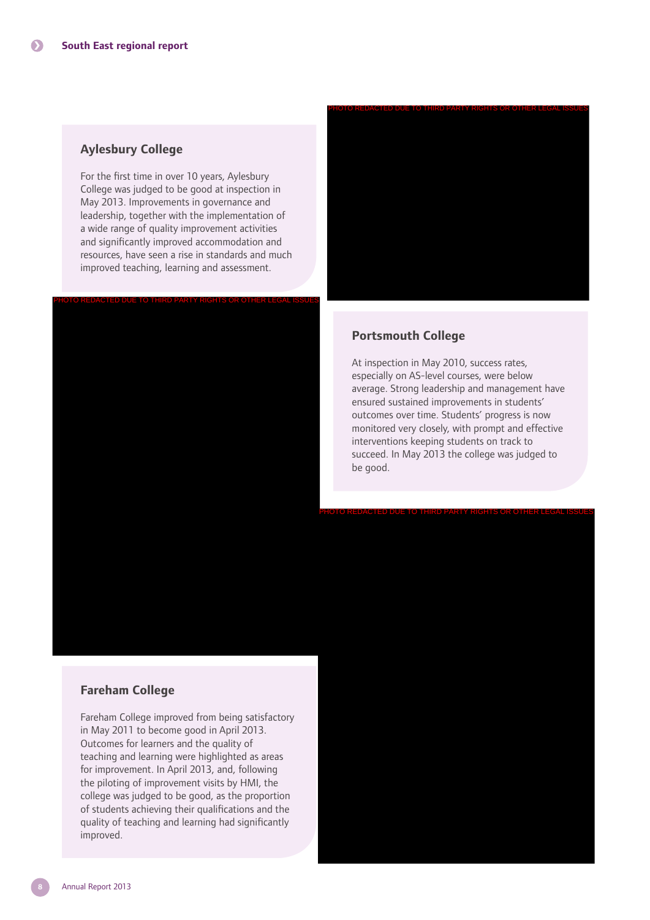## Aylesbury College

For the first time in over 10 years, Aylesbury College was judged to be good at inspection in May 2013. Improvements in governance and leadership, together with the implementation of a wide range of quality improvement activities and significantly improved accommodation and resources, have seen a rise in standards and much improved teaching, learning and assessment.

PHOTO REDACTED DUE TO THIRD PARTY RIGHTS OR OTHER LEGAL ISSUES

PHOTO REDACTED DUE TO THIRD PARTY RIGHTS OR OTHER LEGAL ISSUES

## Portsmouth College

At inspection in May 2010, success rates, especially on AS-level courses, were below average. Strong leadership and management have ensured sustained improvements in students' outcomes over time. Students' progress is now monitored very closely, with prompt and effective interventions keeping students on track to succeed. In May 2013 the college was judged to be good.

PHOTO REDACTED DUE TO THIRD PARTY RIGHTS OR OTHER LEGAL ISSUES

## Fareham College

Fareham College improved from being satisfactory in May 2011 to become good in April 2013. Outcomes for learners and the quality of teaching and learning were highlighted as areas for improvement. In April 2013, and, following the piloting of improvement visits by HMI, the college was judged to be good, as the proportion of students achieving their qualifications and the quality of teaching and learning had significantly improved.